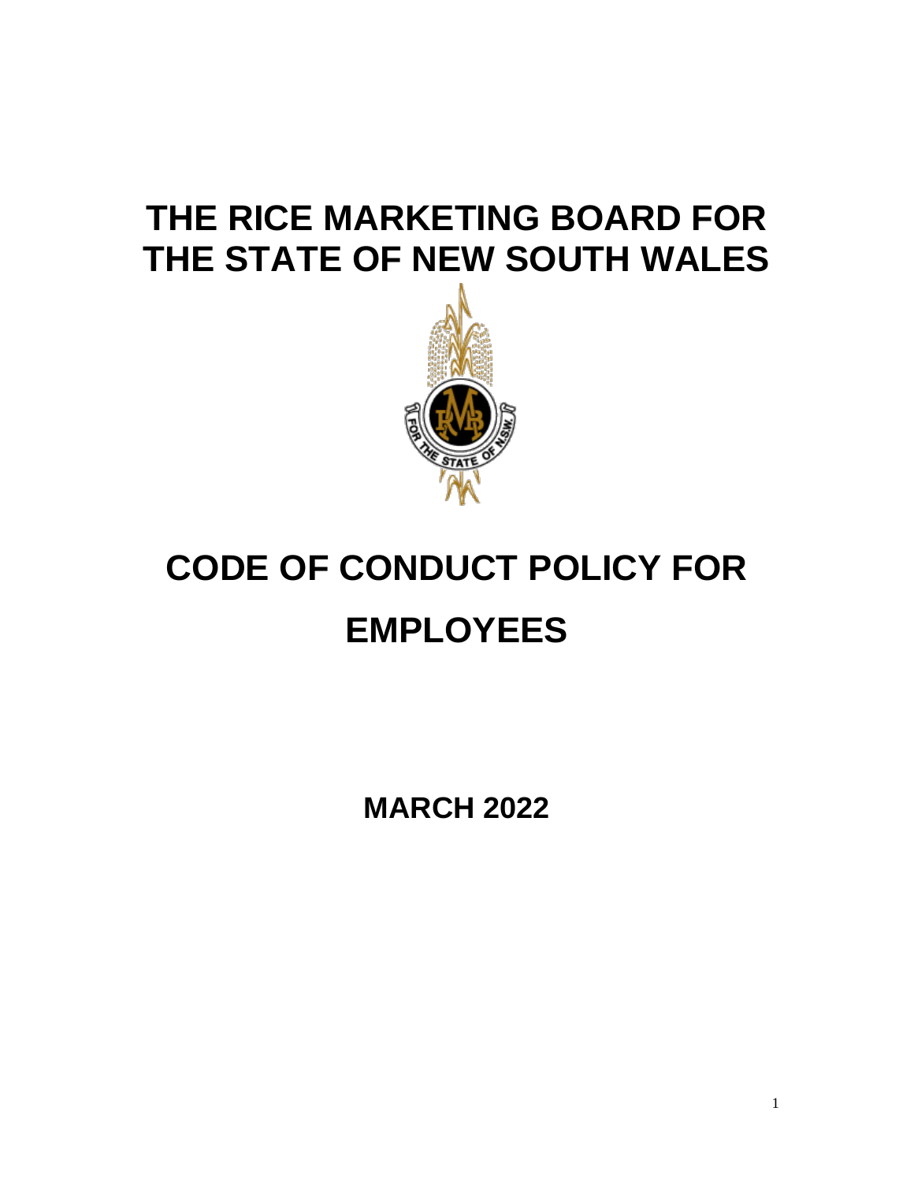# THE RICE MARKETING BOARD FOR THE STATE OF NEW SOUTH WALES

# CODE OF CONDUCT POLICY FOR EMPLOYEES

**MARCH 2022**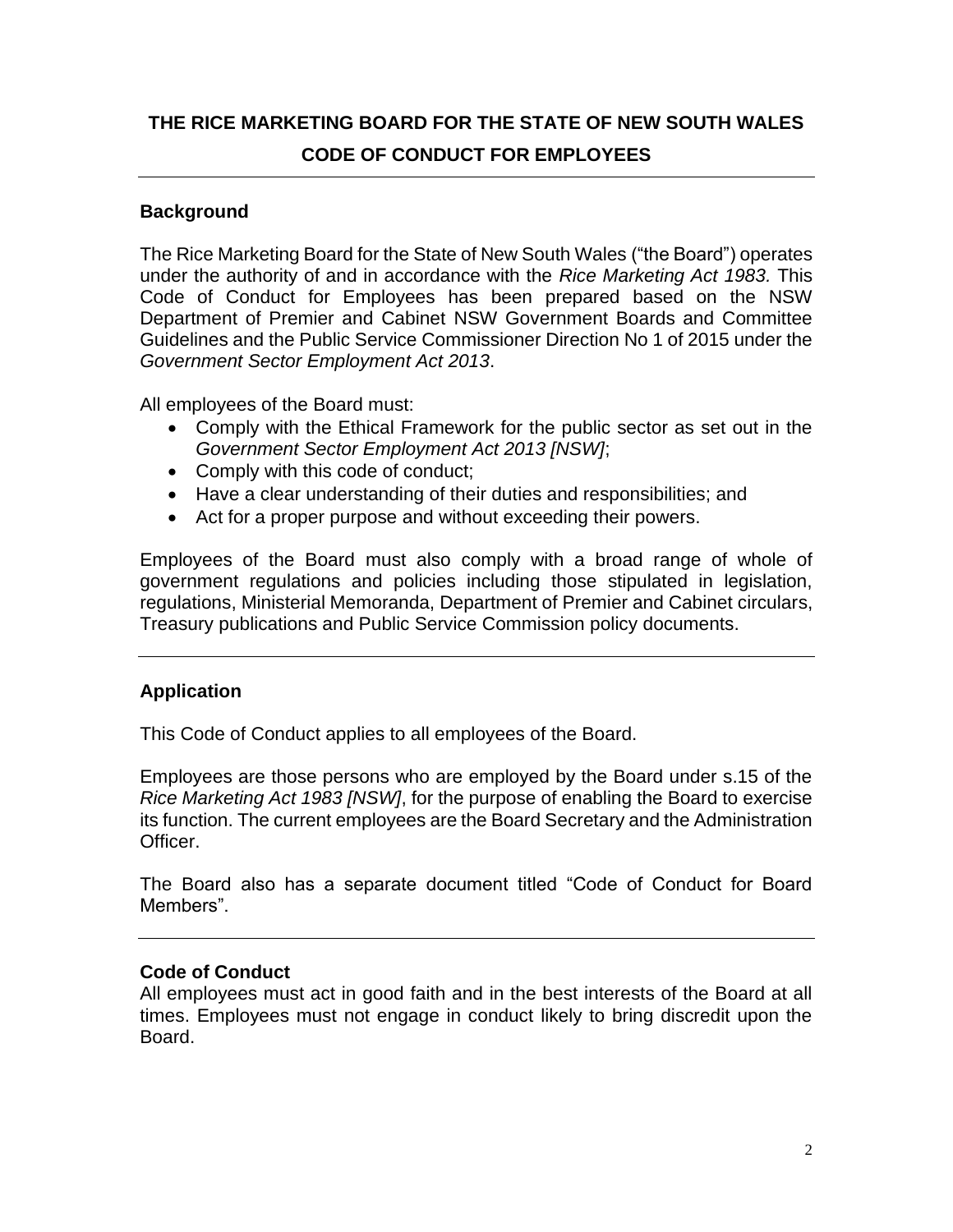# THE RICE MARKETING BOARD FOR THE STATE OF NEW SOUTH WALES

## CODE OF CONDUCT FOR EMPLOYEES

---

### Background

The Rice Marketing Board for the State of New South Wales ("the Board") operates under the authority of and in accordance with the *Rice Marketing Act 1983.* This Code of Conduct for Employees has been prepared based on the NSW Department of Premier and Cabinet NSW Government Boards and Committee Guidelines and the Public Service Commissioner Direction No 1 of 2015 under the *Government Sector Employment Act 2013*.

All employees of the Board must:

- Comply with the Ethical Framework for the public sector as set out in the *Government Sector Employment Act 2013 [NSW]*;
- Comply with this code of conduct;
- Have a clear understanding of their duties and responsibilities; and
- Act for a proper purpose and without exceeding their powers.

Employees of the Board must also comply with a broad range of whole of government regulations and policies including those stipulated in legislation, regulations, Ministerial Memoranda, Department of Premier and Cabinet circulars, Treasury publications and Public Service Commission policy documents.

---

### Application

This Code of Conduct applies to all employees of the Board.

Employees are those persons who are employed by the Board under s.15 of the *Rice Marketing Act 1983 [NSW]*, for the purpose of enabling the Board to exercise its function. The current employees are the Board Secretary and the Administration Officer.

The Board also has a separate document titled "Code of Conduct for Board Members".

---

### Code of Conduct

All employees must act in good faith and in the best interests of the Board at all times. Employees must not engage in conduct likely to bring discredit upon the Board.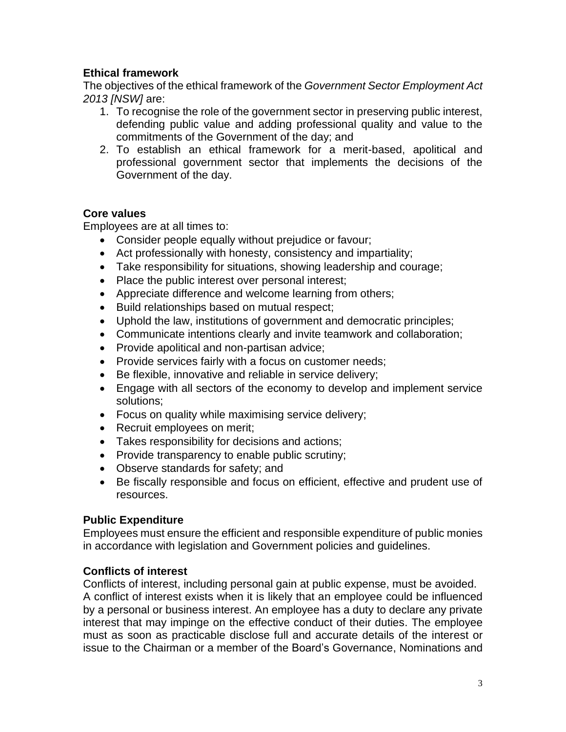**Ethical framework**

The objectives of the ethical framework of the *Government Sector Employment Act 2013 [NSW]* are:

1. To recognise the role of the government sector in preserving public interest, defending public value and adding professional quality and value to the commitments of the Government of the day; and
2. To establish an ethical framework for a merit-based, apolitical and professional government sector that implements the decisions of the Government of the day.

**Core values**

Employees are at all times to:

- Consider people equally without prejudice or favour;
- Act professionally with honesty, consistency and impartiality;
- Take responsibility for situations, showing leadership and courage;
- Place the public interest over personal interest;
- Appreciate difference and welcome learning from others;
- Build relationships based on mutual respect;
- Uphold the law, institutions of government and democratic principles;
- Communicate intentions clearly and invite teamwork and collaboration;
- Provide apolitical and non-partisan advice;
- Provide services fairly with a focus on customer needs;
- Be flexible, innovative and reliable in service delivery;
- Engage with all sectors of the economy to develop and implement service solutions;
- Focus on quality while maximising service delivery;
- Recruit employees on merit;
- Takes responsibility for decisions and actions;
- Provide transparency to enable public scrutiny;
- Observe standards for safety; and
- Be fiscally responsible and focus on efficient, effective and prudent use of resources.

**Public Expenditure**

Employees must ensure the efficient and responsible expenditure of public monies in accordance with legislation and Government policies and guidelines.

**Conflicts of interest**

Conflicts of interest, including personal gain at public expense, must be avoided. A conflict of interest exists when it is likely that an employee could be influenced by a personal or business interest. An employee has a duty to declare any private interest that may impinge on the effective conduct of their duties. The employee must as soon as practicable disclose full and accurate details of the interest or issue to the Chairman or a member of the Board's Governance, Nominations and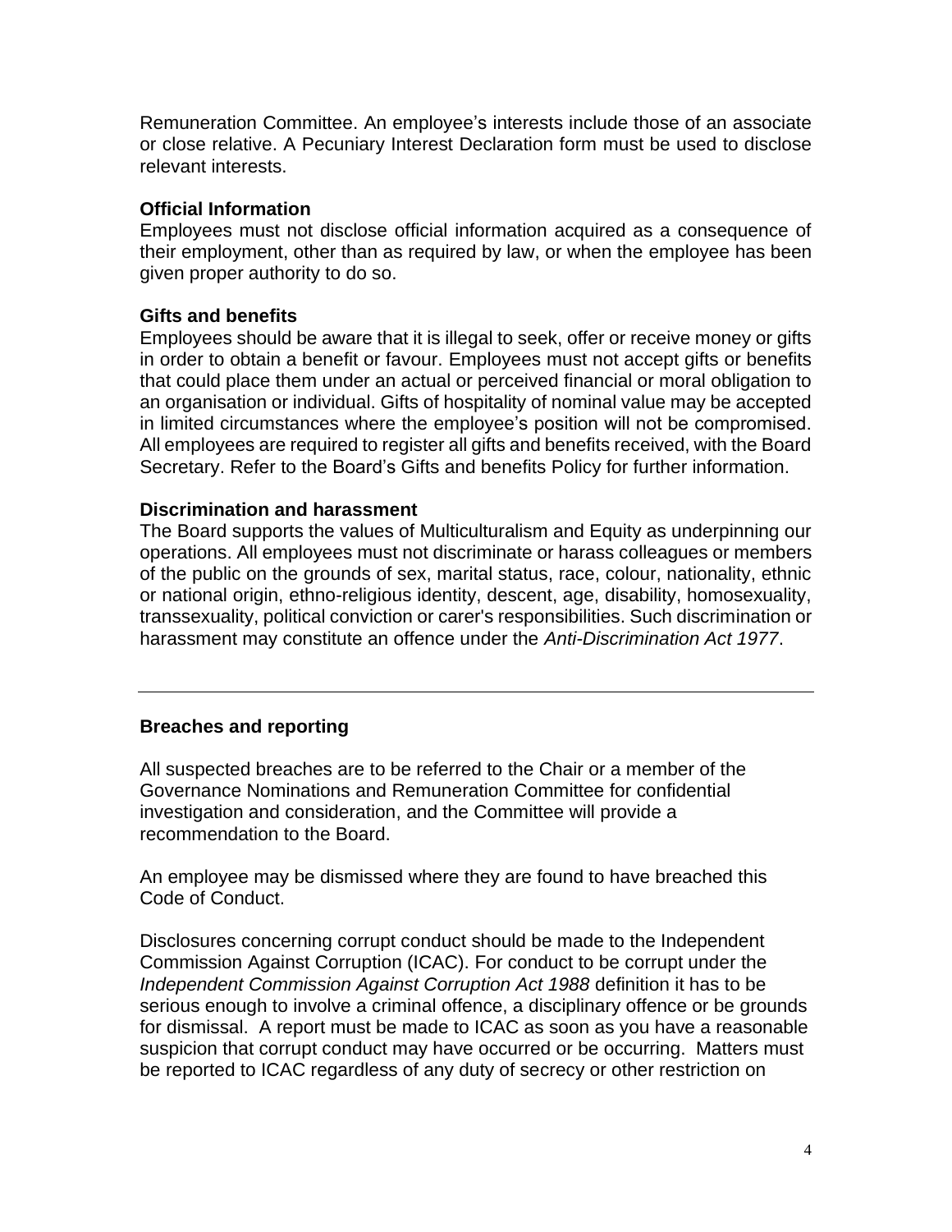Remuneration Committee. An employee's interests include those of an associate or close relative. A Pecuniary Interest Declaration form must be used to disclose relevant interests.

**Official Information**

Employees must not disclose official information acquired as a consequence of their employment, other than as required by law, or when the employee has been given proper authority to do so.

**Gifts and benefits**

Employees should be aware that it is illegal to seek, offer or receive money or gifts in order to obtain a benefit or favour. Employees must not accept gifts or benefits that could place them under an actual or perceived financial or moral obligation to an organisation or individual. Gifts of hospitality of nominal value may be accepted in limited circumstances where the employee's position will not be compromised. All employees are required to register all gifts and benefits received, with the Board Secretary. Refer to the Board's Gifts and benefits Policy for further information.

**Discrimination and harassment**

The Board supports the values of Multiculturalism and Equity as underpinning our operations. All employees must not discriminate or harass colleagues or members of the public on the grounds of sex, marital status, race, colour, nationality, ethnic or national origin, ethno-religious identity, descent, age, disability, homosexuality, transsexuality, political conviction or carer's responsibilities. Such discrimination or harassment may constitute an offence under the *Anti-Discrimination Act 1977*.

---

## Breaches and reporting

All suspected breaches are to be referred to the Chair or a member of the Governance Nominations and Remuneration Committee for confidential investigation and consideration, and the Committee will provide a recommendation to the Board.

An employee may be dismissed where they are found to have breached this Code of Conduct.

Disclosures concerning corrupt conduct should be made to the Independent Commission Against Corruption (ICAC). For conduct to be corrupt under the *Independent Commission Against Corruption Act 1988* definition it has to be serious enough to involve a criminal offence, a disciplinary offence or be grounds for dismissal. A report must be made to ICAC as soon as you have a reasonable suspicion that corrupt conduct may have occurred or be occurring. Matters must be reported to ICAC regardless of any duty of secrecy or other restriction on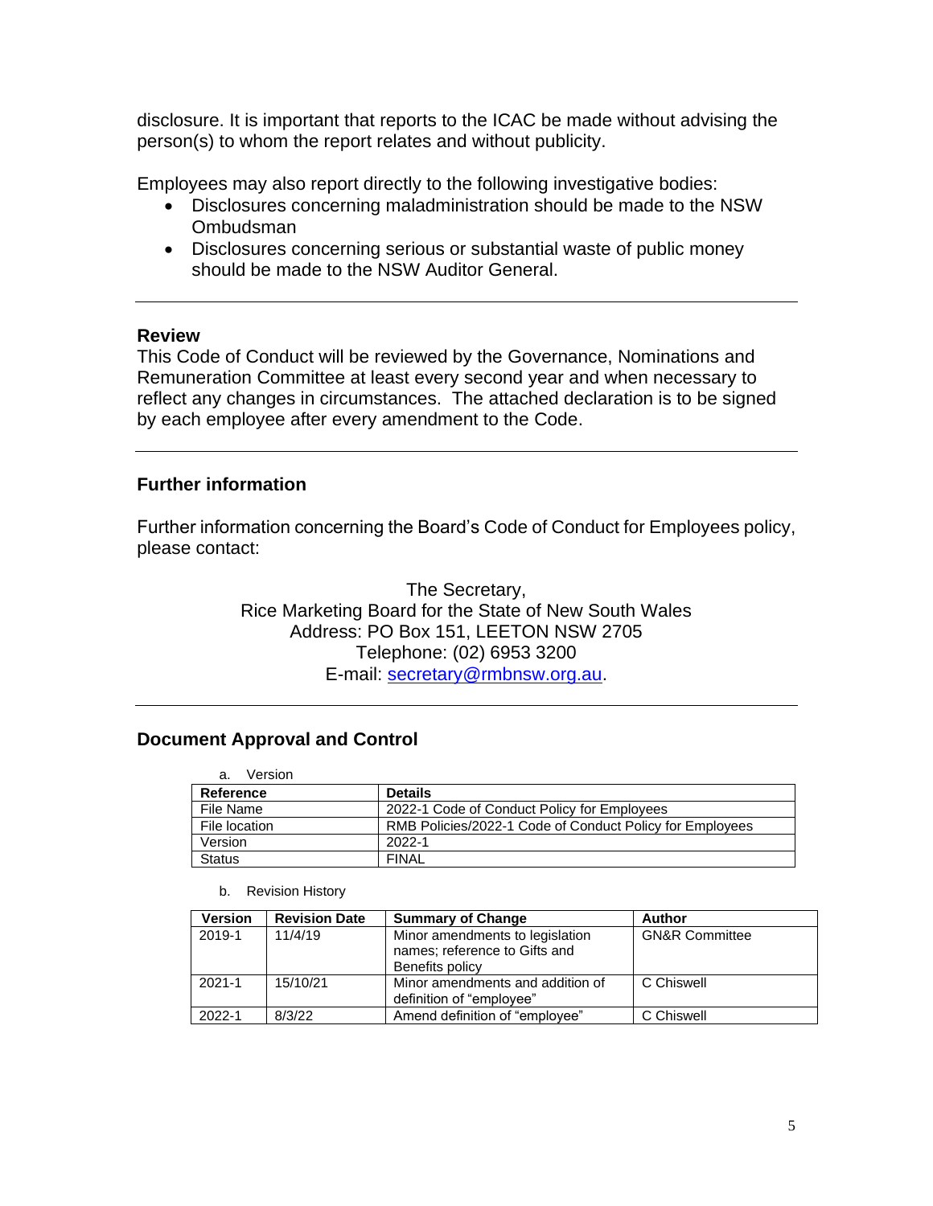disclosure. It is important that reports to the ICAC be made without advising the person(s) to whom the report relates and without publicity.

Employees may also report directly to the following investigative bodies:

- Disclosures concerning maladministration should be made to the NSW Ombudsman
- Disclosures concerning serious or substantial waste of public money should be made to the NSW Auditor General.

---

### Review

This Code of Conduct will be reviewed by the Governance, Nominations and Remuneration Committee at least every second year and when necessary to reflect any changes in circumstances. The attached declaration is to be signed by each employee after every amendment to the Code.

---

### Further information

Further information concerning the Board's Code of Conduct for Employees policy, please contact:

The Secretary,
Rice Marketing Board for the State of New South Wales
Address: PO Box 151, LEETON NSW 2705
Telephone: (02) 6953 3200
E-mail: secretary@rmbnsw.org.au.

---

### Document Approval and Control

a. Version

| Reference | Details |
|---|---|
| File Name | 2022-1 Code of Conduct Policy for Employees |
| File location | RMB Policies/2022-1 Code of Conduct Policy for Employees |
| Version | 2022-1 |
| Status | FINAL |

b. Revision History

| Version | Revision Date | Summary of Change | Author |
|---|---|---|---|
| 2019-1 | 11/4/19 | Minor amendments to legislation names; reference to Gifts and Benefits policy | GN&R Committee |
| 2021-1 | 15/10/21 | Minor amendments and addition of definition of "employee" | C Chiswell |
| 2022-1 | 8/3/22 | Amend definition of "employee" | C Chiswell |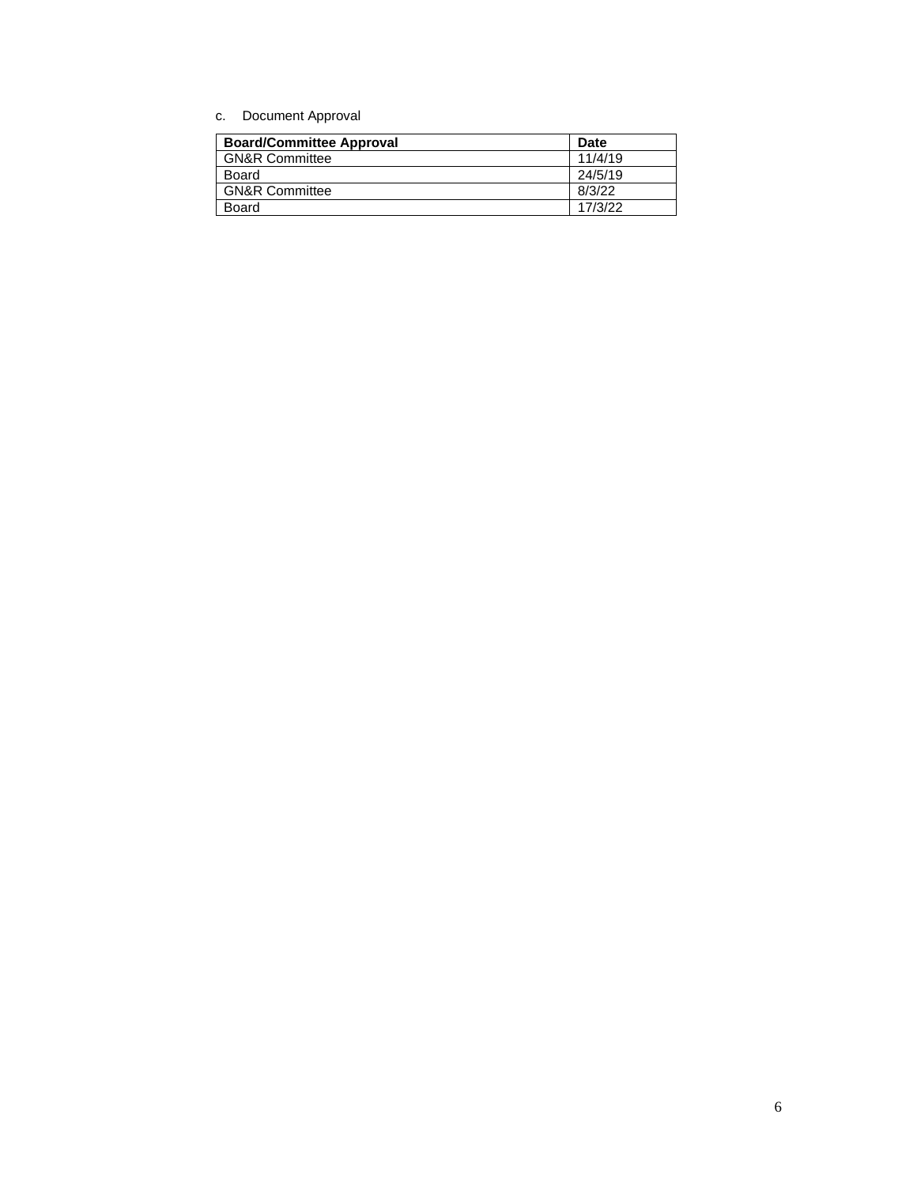c. Document Approval

| **Board/Committee Approval** | **Date** |
| --- | --- |
| GN&R Committee | 11/4/19 |
| Board | 24/5/19 |
| GN&R Committee | 8/3/22 |
| Board | 17/3/22 |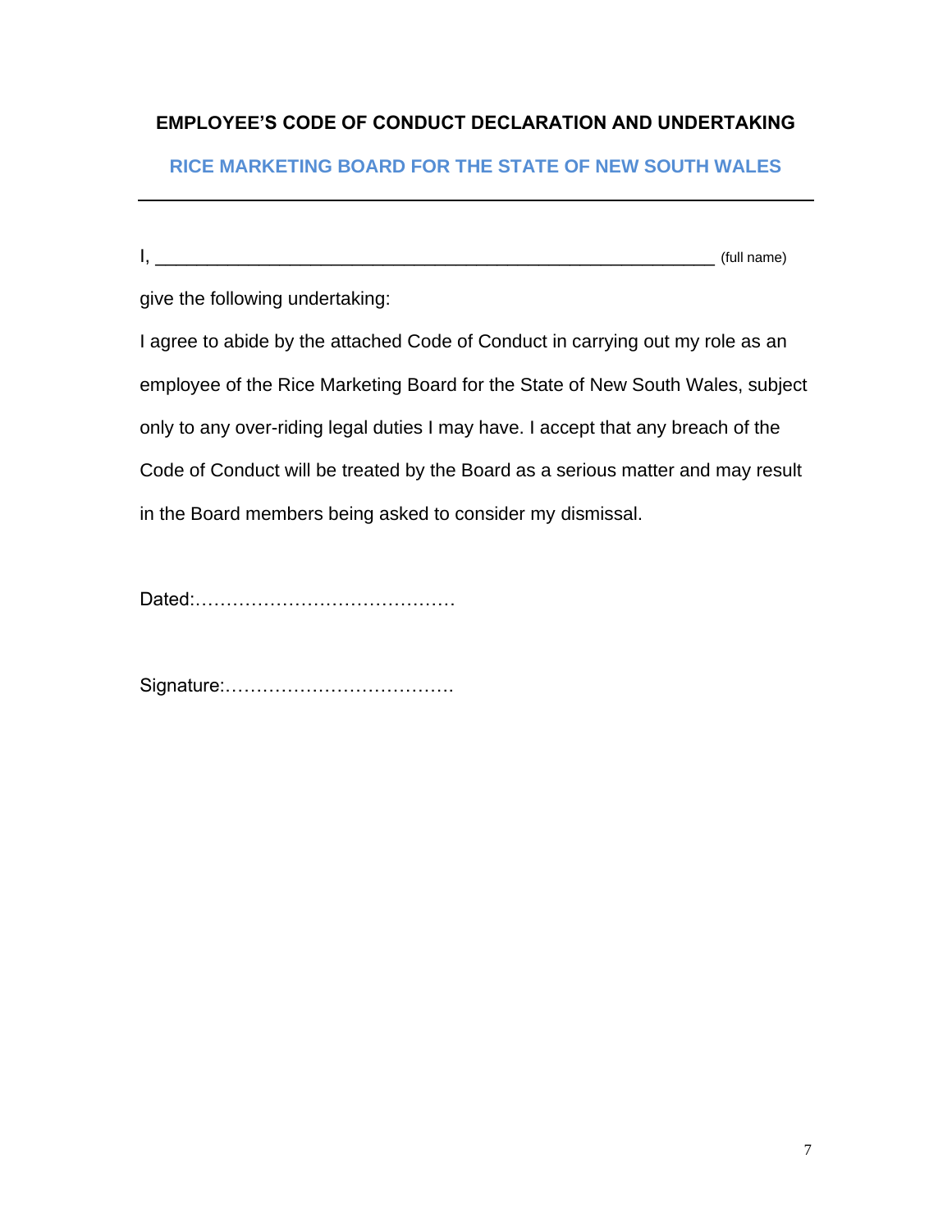**EMPLOYEE'S CODE OF CONDUCT DECLARATION AND UNDERTAKING**

**RICE MARKETING BOARD FOR THE STATE OF NEW SOUTH WALES**

---

I, ____________________________________________________________ (full name)

give the following undertaking:

I agree to abide by the attached Code of Conduct in carrying out my role as an employee of the Rice Marketing Board for the State of New South Wales, subject only to any over-riding legal duties I may have. I accept that any breach of the Code of Conduct will be treated by the Board as a serious matter and may result in the Board members being asked to consider my dismissal.

Dated:……………………………………

Signature:………………………………